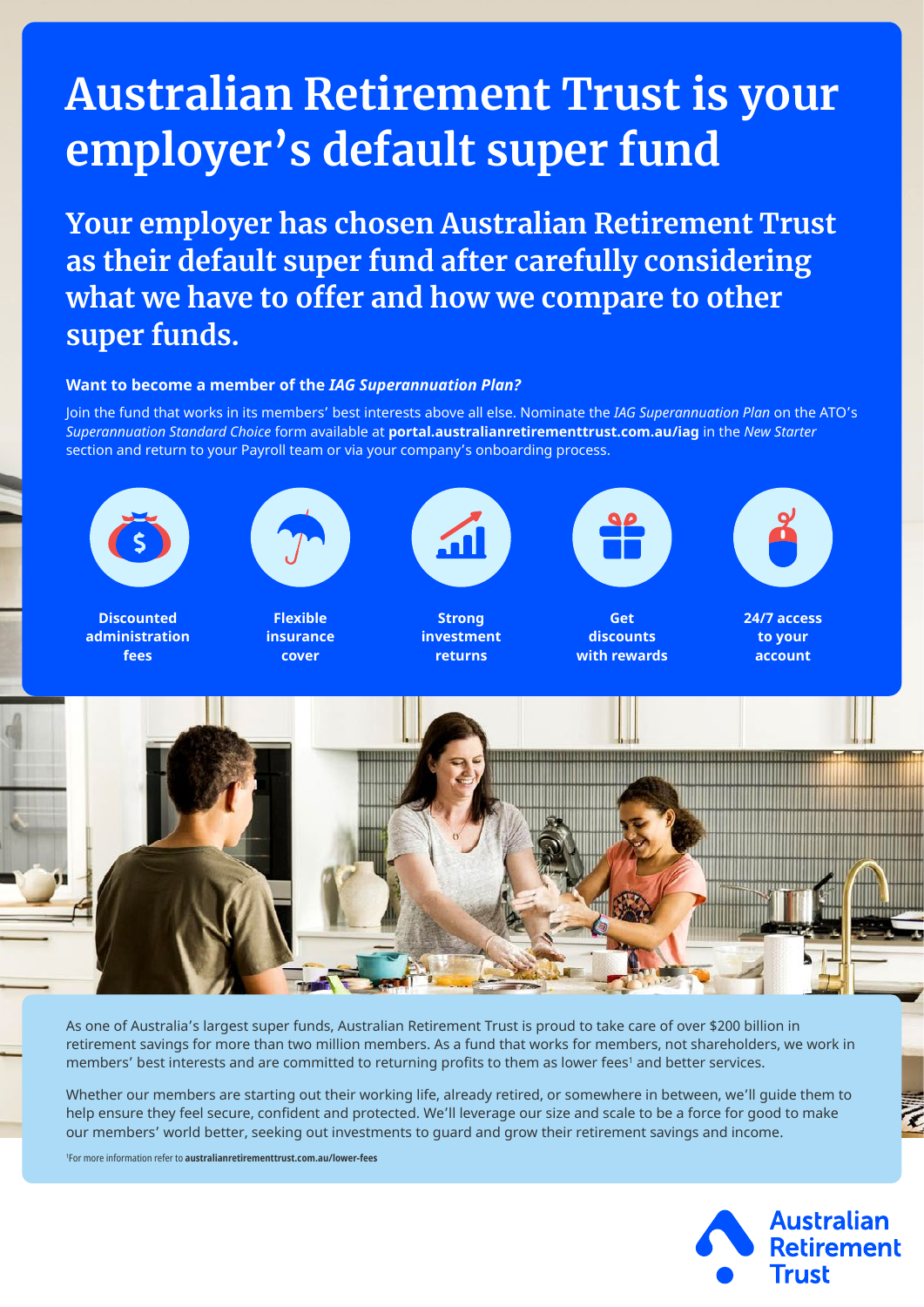# Australian Retirement Trust is your employer's default super fund

## Your employer has chosen Australian Retirement Trust as their default super fund after carefully considering what we have to offer and how we compare to other super funds.

**Want to become a member of the *IAG Superannuation Plan?***

Join the fund that works in its members' best interests above all else. Nominate the *IAG Superannuation Plan* on the ATO's *Superannuation Standard Choice* form available at **portal.australianretirementtrust.com.au/iag** in the *New Starter* section and return to your Payroll team or via your company's onboarding process.

- **Discounted administration fees**
- **Flexible insurance cover**
- **Strong investment returns**
- **Get discounts with rewards**
- **24/7 access to your account**

As one of Australia's largest super funds, Australian Retirement Trust is proud to take care of over $200 billion in retirement savings for more than two million members. As a fund that works for members, not shareholders, we work in members' best interests and are committed to returning profits to them as lower fees[1] and better services.

Whether our members are starting out their working life, already retired, or somewhere in between, we'll guide them to help ensure they feel secure, confident and protected. We'll leverage our size and scale to be a force for good to make our members' world better, seeking out investments to guard and grow their retirement savings and income.

[1]For more information refer to **australianretirementtrust.com.au/lower-fees**

Australian Retirement Trust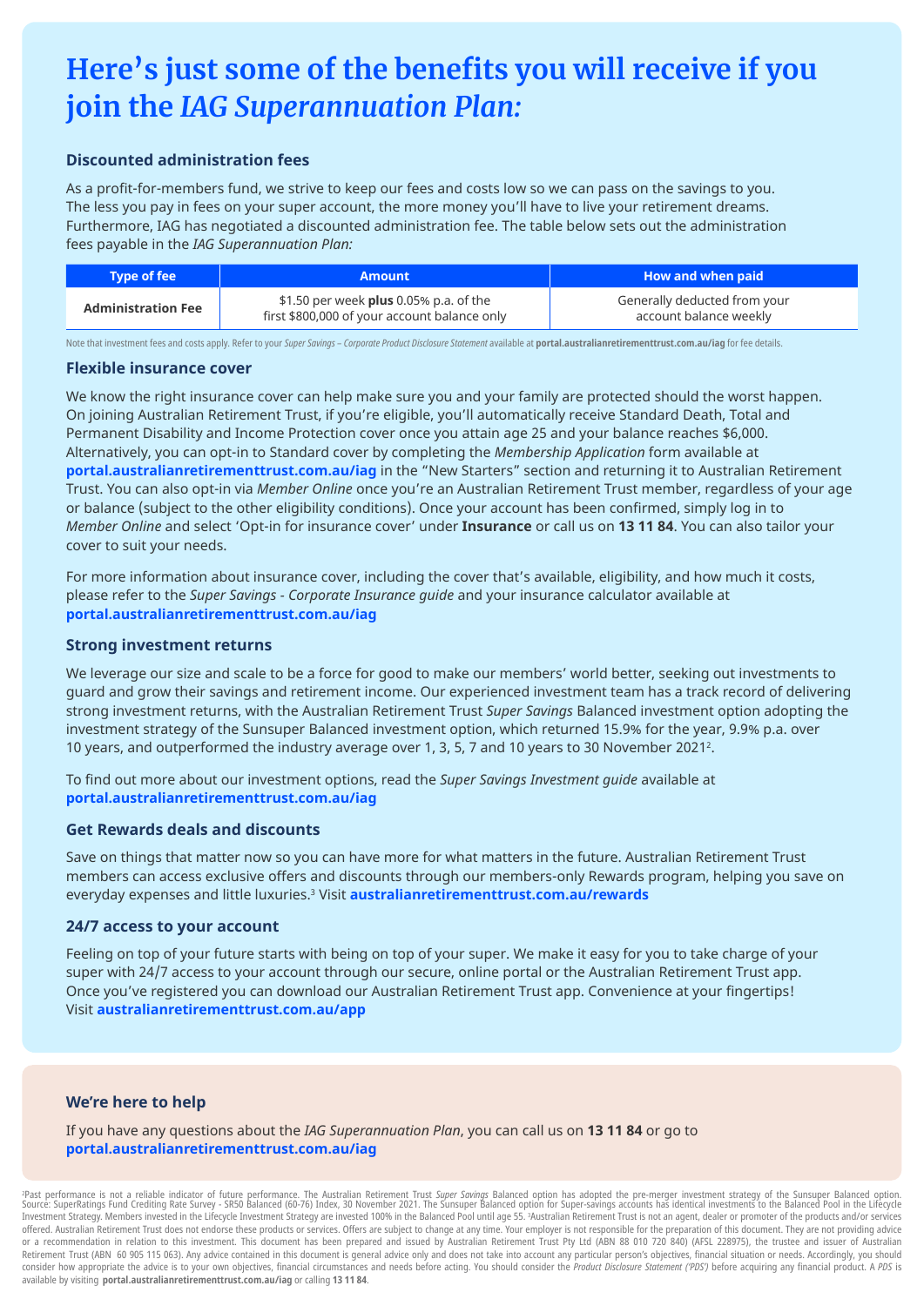# Here's just some of the benefits you will receive if you join the *IAG Superannuation Plan:*

### Discounted administration fees

As a profit-for-members fund, we strive to keep our fees and costs low so we can pass on the savings to you. The less you pay in fees on your super account, the more money you'll have to live your retirement dreams. Furthermore, IAG has negotiated a discounted administration fee. The table below sets out the administration fees payable in the *IAG Superannuation Plan:*

| Type of fee | Amount | How and when paid |
|---|---|---|
| **Administration Fee** | $1.50 per week **plus** 0.05% p.a. of the first $800,000 of your account balance only | Generally deducted from your account balance weekly |

Note that investment fees and costs apply. Refer to your *Super Savings – Corporate Product Disclosure Statement* available at **portal.australianretirementtrust.com.au/iag** for fee details.

### Flexible insurance cover

We know the right insurance cover can help make sure you and your family are protected should the worst happen. On joining Australian Retirement Trust, if you're eligible, you'll automatically receive Standard Death, Total and Permanent Disability and Income Protection cover once you attain age 25 and your balance reaches $6,000. Alternatively, you can opt-in to Standard cover by completing the *Membership Application* form available at **portal.australianretirementtrust.com.au/iag** in the "New Starters" section and returning it to Australian Retirement Trust. You can also opt-in via *Member Online* once you're an Australian Retirement Trust member, regardless of your age or balance (subject to the other eligibility conditions). Once your account has been confirmed, simply log in to *Member Online* and select 'Opt-in for insurance cover' under **Insurance** or call us on **13 11 84**. You can also tailor your cover to suit your needs.

For more information about insurance cover, including the cover that's available, eligibility, and how much it costs, please refer to the *Super Savings - Corporate Insurance guide* and your insurance calculator available at **portal.australianretirementtrust.com.au/iag**

### Strong investment returns

We leverage our size and scale to be a force for good to make our members' world better, seeking out investments to guard and grow their savings and retirement income. Our experienced investment team has a track record of delivering strong investment returns, with the Australian Retirement Trust *Super Savings* Balanced investment option adopting the investment strategy of the Sunsuper Balanced investment option, which returned 15.9% for the year, 9.9% p.a. over 10 years, and outperformed the industry average over 1, 3, 5, 7 and 10 years to 30 November 2021[2].

To find out more about our investment options, read the *Super Savings Investment guide* available at **portal.australianretirementtrust.com.au/iag**

### Get Rewards deals and discounts

Save on things that matter now so you can have more for what matters in the future. Australian Retirement Trust members can access exclusive offers and discounts through our members-only Rewards program, helping you save on everyday expenses and little luxuries.[3] Visit **australianretirementtrust.com.au/rewards**

### 24/7 access to your account

Feeling on top of your future starts with being on top of your super. We make it easy for you to take charge of your super with 24/7 access to your account through our secure, online portal or the Australian Retirement Trust app. Once you've registered you can download our Australian Retirement Trust app. Convenience at your fingertips! Visit **australianretirementtrust.com.au/app**

### We're here to help

If you have any questions about the *IAG Superannuation Plan*, you can call us on **13 11 84** or go to **portal.australianretirementtrust.com.au/iag**

[2]Past performance is not a reliable indicator of future performance. The Australian Retirement Trust *Super Savings* Balanced option has adopted the pre-merger investment strategy of the Sunsuper Balanced option. Source: SuperRatings Fund Crediting Rate Survey - SR50 Balanced (60-76) Index, 30 November 2021. The Sunsuper Balanced option for Super-savings accounts has identical investments to the Balanced Pool in the Lifecycle Investment Strategy. Members invested in the Lifecycle Investment Strategy are invested 100% in the Balanced Pool until age 55. [3]Australian Retirement Trust is not an agent, dealer or promoter of the products and/or services offered. Australian Retirement Trust does not endorse these products or services. Offers are subject to change at any time. Your employer is not responsible for the preparation of this document. They are not providing advice or a recommendation in relation to this investment. This document has been prepared and issued by Australian Retirement Trust Pty Ltd (ABN 88 010 720 840) (AFSL 228975), the trustee and issuer of Australian Retirement Trust (ABN 60 905 115 063). Any advice contained in this document is general advice only and does not take into account any particular person's objectives, financial situation or needs. Accordingly, you should consider how appropriate the advice is to your own objectives, financial circumstances and needs before acting. You should consider the *Product Disclosure Statement ('PDS')* before acquiring any financial product. A *PDS* is available by visiting **portal.australianretirementtrust.com.au/iag** or calling **13 11 84**.